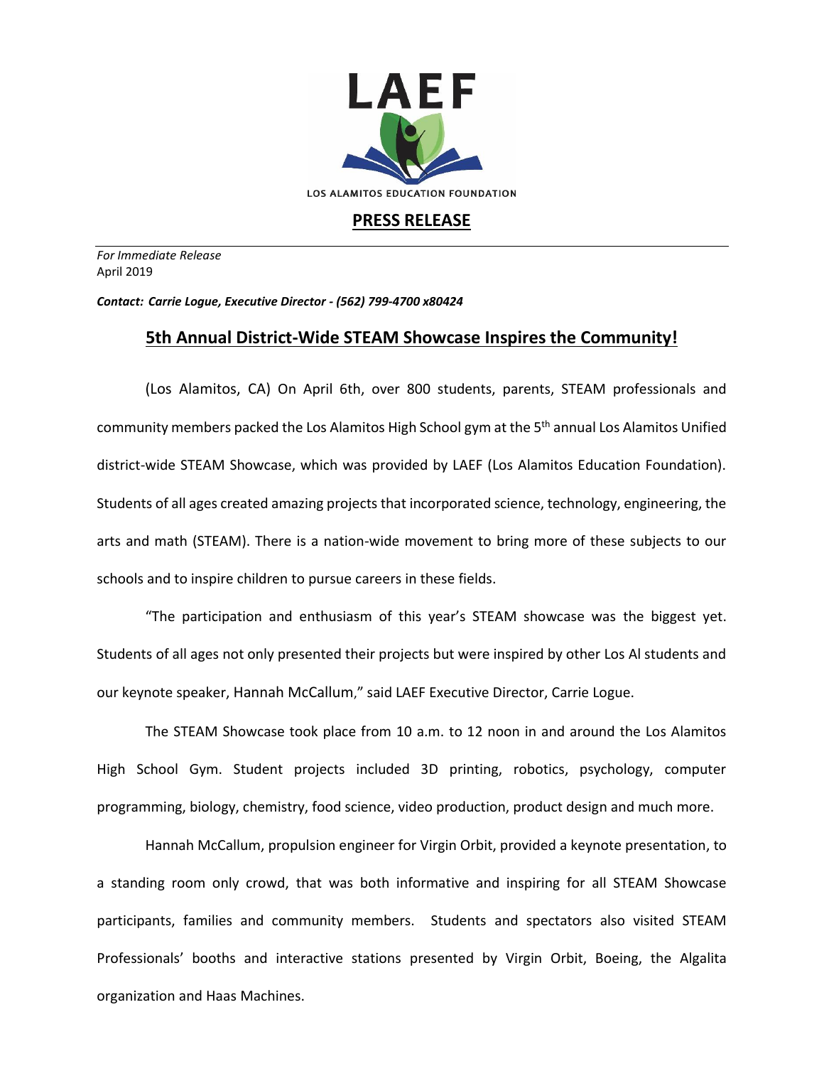LAEF

LOS ALAMITOS EDUCATION FOUNDATION

# PRESS RELEASE

*For Immediate Release*
April 2019

***Contact: Carrie Logue, Executive Director - (562) 799-4700 x80424***

## 5th Annual District-Wide STEAM Showcase Inspires the Community!

(Los Alamitos, CA) On April 6th, over 800 students, parents, STEAM professionals and community members packed the Los Alamitos High School gym at the 5th annual Los Alamitos Unified district-wide STEAM Showcase, which was provided by LAEF (Los Alamitos Education Foundation). Students of all ages created amazing projects that incorporated science, technology, engineering, the arts and math (STEAM). There is a nation-wide movement to bring more of these subjects to our schools and to inspire children to pursue careers in these fields.

"The participation and enthusiasm of this year's STEAM showcase was the biggest yet. Students of all ages not only presented their projects but were inspired by other Los Al students and our keynote speaker, Hannah McCallum," said LAEF Executive Director, Carrie Logue.

The STEAM Showcase took place from 10 a.m. to 12 noon in and around the Los Alamitos High School Gym. Student projects included 3D printing, robotics, psychology, computer programming, biology, chemistry, food science, video production, product design and much more.

Hannah McCallum, propulsion engineer for Virgin Orbit, provided a keynote presentation, to a standing room only crowd, that was both informative and inspiring for all STEAM Showcase participants, families and community members. Students and spectators also visited STEAM Professionals' booths and interactive stations presented by Virgin Orbit, Boeing, the Algalita organization and Haas Machines.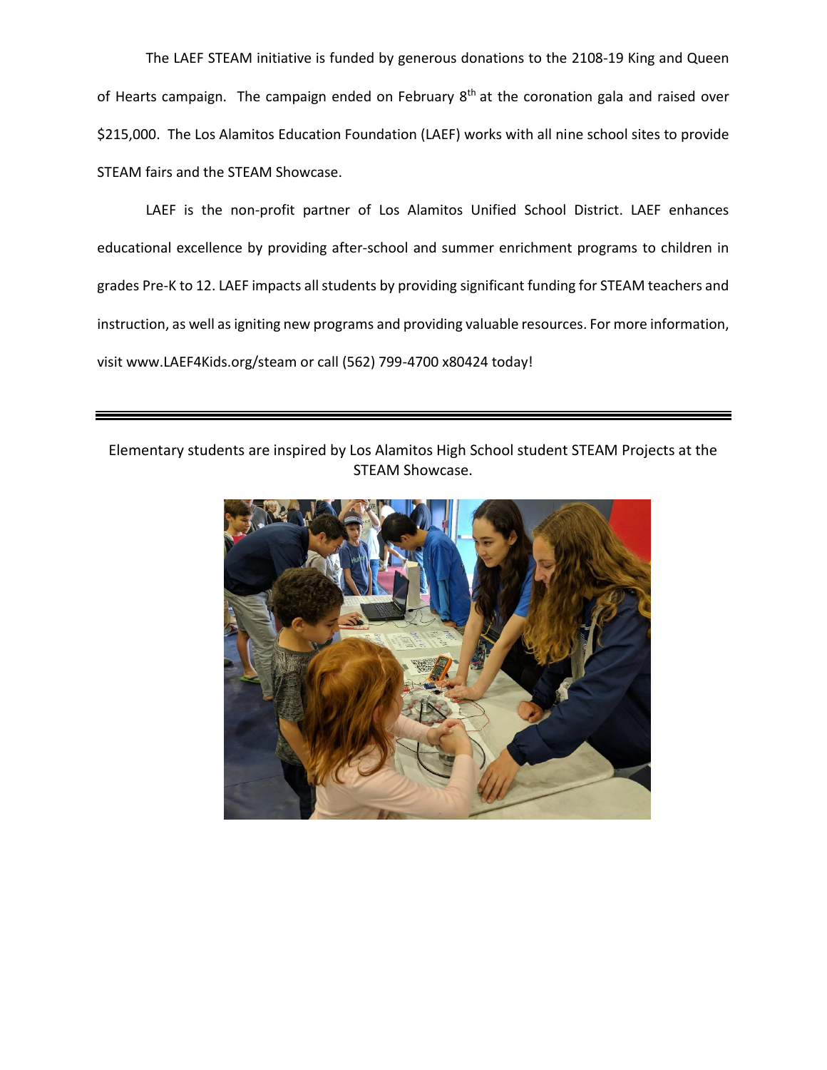The LAEF STEAM initiative is funded by generous donations to the 2108-19 King and Queen of Hearts campaign. The campaign ended on February 8th at the coronation gala and raised over $215,000. The Los Alamitos Education Foundation (LAEF) works with all nine school sites to provide STEAM fairs and the STEAM Showcase.

LAEF is the non-profit partner of Los Alamitos Unified School District. LAEF enhances educational excellence by providing after-school and summer enrichment programs to children in grades Pre-K to 12. LAEF impacts all students by providing significant funding for STEAM teachers and instruction, as well as igniting new programs and providing valuable resources. For more information, visit www.LAEF4Kids.org/steam or call (562) 799-4700 x80424 today!

---

Elementary students are inspired by Los Alamitos High School student STEAM Projects at the STEAM Showcase.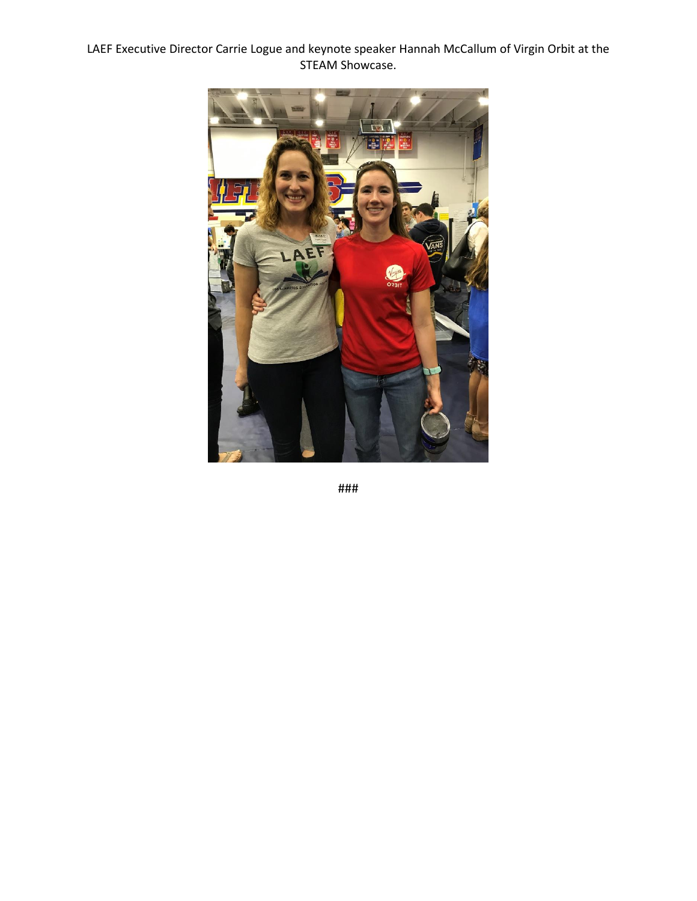LAEF Executive Director Carrie Logue and keynote speaker Hannah McCallum of Virgin Orbit at the STEAM Showcase.

###